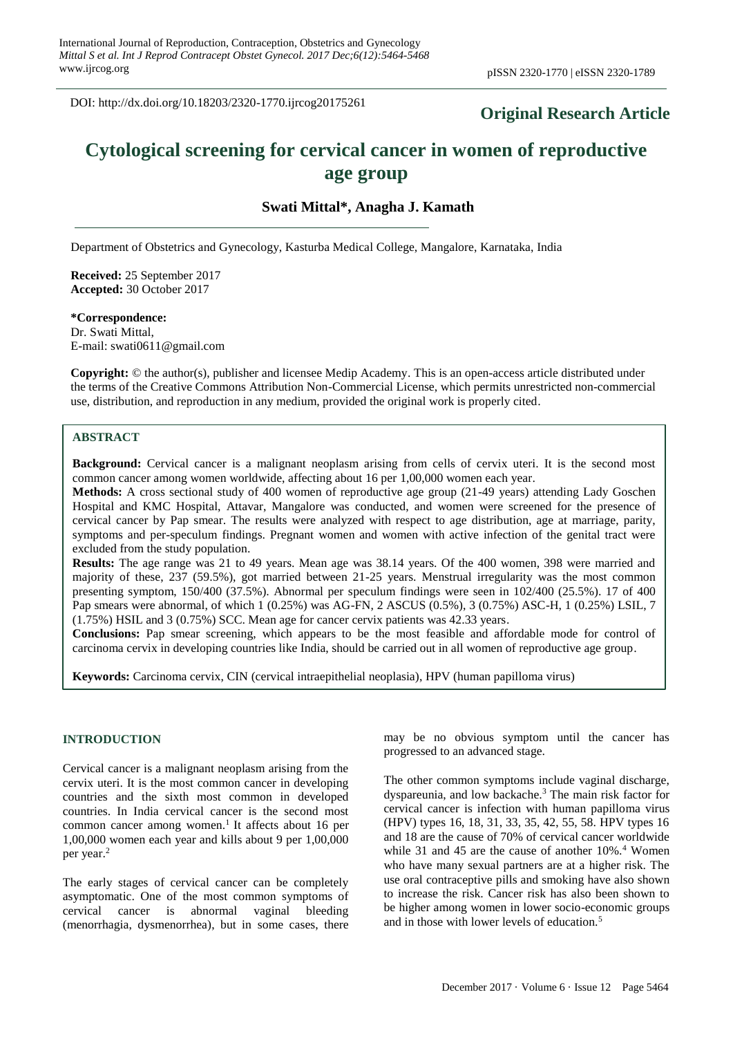DOI: http://dx.doi.org/10.18203/2320-1770.ijrcog20175261

**Original Research Article**

# Cytological screening for cervical cancer in women of reproductive age group

**Swati Mittal\*, Anagha J. Kamath**

Department of Obstetrics and Gynecology, Kasturba Medical College, Mangalore, Karnataka, India

**Received:** 25 September 2017
**Accepted:** 30 October 2017

**\*Correspondence:**
Dr. Swati Mittal,
E-mail: swati0611@gmail.com

**Copyright:** © the author(s), publisher and licensee Medip Academy. This is an open-access article distributed under the terms of the Creative Commons Attribution Non-Commercial License, which permits unrestricted non-commercial use, distribution, and reproduction in any medium, provided the original work is properly cited.

## ABSTRACT

**Background:** Cervical cancer is a malignant neoplasm arising from cells of cervix uteri. It is the second most common cancer among women worldwide, affecting about 16 per 1,00,000 women each year.

**Methods:** A cross sectional study of 400 women of reproductive age group (21-49 years) attending Lady Goschen Hospital and KMC Hospital, Attavar, Mangalore was conducted, and women were screened for the presence of cervical cancer by Pap smear. The results were analyzed with respect to age distribution, age at marriage, parity, symptoms and per-speculum findings. Pregnant women and women with active infection of the genital tract were excluded from the study population.

**Results:** The age range was 21 to 49 years. Mean age was 38.14 years. Of the 400 women, 398 were married and majority of these, 237 (59.5%), got married between 21-25 years. Menstrual irregularity was the most common presenting symptom, 150/400 (37.5%). Abnormal per speculum findings were seen in 102/400 (25.5%). 17 of 400 Pap smears were abnormal, of which 1 (0.25%) was AG-FN, 2 ASCUS (0.5%), 3 (0.75%) ASC-H, 1 (0.25%) LSIL, 7 (1.75%) HSIL and 3 (0.75%) SCC. Mean age for cancer cervix patients was 42.33 years.

**Conclusions:** Pap smear screening, which appears to be the most feasible and affordable mode for control of carcinoma cervix in developing countries like India, should be carried out in all women of reproductive age group.

**Keywords:** Carcinoma cervix, CIN (cervical intraepithelial neoplasia), HPV (human papilloma virus)

## INTRODUCTION

Cervical cancer is a malignant neoplasm arising from the cervix uteri. It is the most common cancer in developing countries and the sixth most common in developed countries. In India cervical cancer is the second most common cancer among women.[1] It affects about 16 per 1,00,000 women each year and kills about 9 per 1,00,000 per year.[2]

The early stages of cervical cancer can be completely asymptomatic. One of the most common symptoms of cervical cancer is abnormal vaginal bleeding (menorrhagia, dysmenorrhea), but in some cases, there may be no obvious symptom until the cancer has progressed to an advanced stage.

The other common symptoms include vaginal discharge, dyspareunia, and low backache.[3] The main risk factor for cervical cancer is infection with human papilloma virus (HPV) types 16, 18, 31, 33, 35, 42, 55, 58. HPV types 16 and 18 are the cause of 70% of cervical cancer worldwide while 31 and 45 are the cause of another 10%.[4] Women who have many sexual partners are at a higher risk. The use oral contraceptive pills and smoking have also shown to increase the risk. Cancer risk has also been shown to be higher among women in lower socio-economic groups and in those with lower levels of education.[5]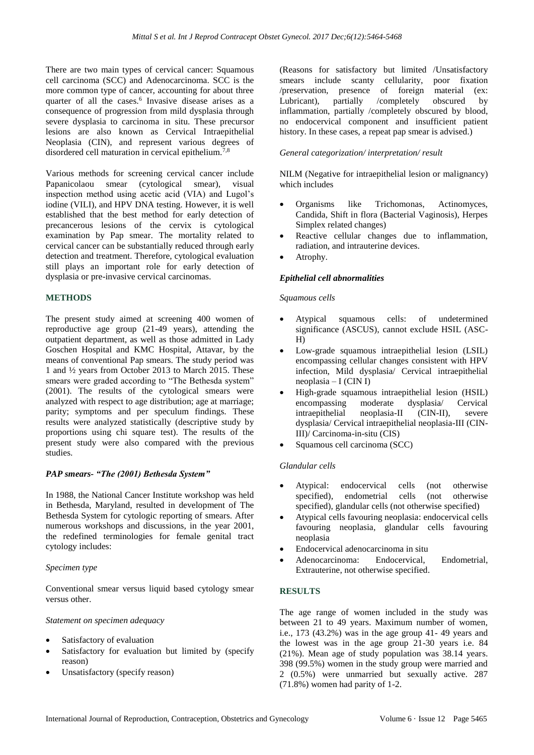There are two main types of cervical cancer: Squamous cell carcinoma (SCC) and Adenocarcinoma. SCC is the more common type of cancer, accounting for about three quarter of all the cases.[6] Invasive disease arises as a consequence of progression from mild dysplasia through severe dysplasia to carcinoma in situ. These precursor lesions are also known as Cervical Intraepithelial Neoplasia (CIN), and represent various degrees of disordered cell maturation in cervical epithelium.[7,8]

Various methods for screening cervical cancer include Papanicolaou smear (cytological smear), visual inspection method using acetic acid (VIA) and Lugol's iodine (VILI), and HPV DNA testing. However, it is well established that the best method for early detection of precancerous lesions of the cervix is cytological examination by Pap smear. The mortality related to cervical cancer can be substantially reduced through early detection and treatment. Therefore, cytological evaluation still plays an important role for early detection of dysplasia or pre-invasive cervical carcinomas.

## METHODS

The present study aimed at screening 400 women of reproductive age group (21-49 years), attending the outpatient department, as well as those admitted in Lady Goschen Hospital and KMC Hospital, Attavar, by the means of conventional Pap smears. The study period was 1 and ½ years from October 2013 to March 2015. These smears were graded according to "The Bethesda system" (2001). The results of the cytological smears were analyzed with respect to age distribution; age at marriage; parity; symptoms and per speculum findings. These results were analyzed statistically (descriptive study by proportions using chi square test). The results of the present study were also compared with the previous studies.

### *PAP smears- "The (2001) Bethesda System"*

In 1988, the National Cancer Institute workshop was held in Bethesda, Maryland, resulted in development of The Bethesda System for cytologic reporting of smears. After numerous workshops and discussions, in the year 2001, the redefined terminologies for female genital tract cytology includes:

*Specimen type*

Conventional smear versus liquid based cytology smear versus other.

*Statement on specimen adequacy*

- Satisfactory of evaluation
- Satisfactory for evaluation but limited by (specify reason)
- Unsatisfactory (specify reason)

(Reasons for satisfactory but limited /Unsatisfactory smears include scanty cellularity, poor fixation /preservation, presence of foreign material (ex: Lubricant), partially /completely obscured by inflammation, partially /completely obscured by blood, no endocervical component and insufficient patient history. In these cases, a repeat pap smear is advised.)

*General categorization/ interpretation/ result*

NILM (Negative for intraepithelial lesion or malignancy) which includes

- Organisms like Trichomonas, Actinomyces, Candida, Shift in flora (Bacterial Vaginosis), Herpes Simplex related changes)
- Reactive cellular changes due to inflammation, radiation, and intrauterine devices.
- Atrophy.

### *Epithelial cell abnormalities*

*Squamous cells*

- Atypical squamous cells: of undetermined significance (ASCUS), cannot exclude HSIL (ASC-H)
- Low-grade squamous intraepithelial lesion (LSIL) encompassing cellular changes consistent with HPV infection, Mild dysplasia/ Cervical intraepithelial neoplasia – I (CIN I)
- High-grade squamous intraepithelial lesion (HSIL) encompassing moderate dysplasia/ Cervical intraepithelial neoplasia-II (CIN-II), severe dysplasia/ Cervical intraepithelial neoplasia-III (CIN-III)/ Carcinoma-in-situ (CIS)
- Squamous cell carcinoma (SCC)

*Glandular cells*

- Atypical: endocervical cells (not otherwise specified), endometrial cells (not otherwise specified), glandular cells (not otherwise specified)
- Atypical cells favouring neoplasia: endocervical cells favouring neoplasia, glandular cells favouring neoplasia
- Endocervical adenocarcinoma in situ
- Adenocarcinoma: Endocervical, Endometrial, Extrauterine, not otherwise specified.

## RESULTS

The age range of women included in the study was between 21 to 49 years. Maximum number of women, i.e., 173 (43.2%) was in the age group 41- 49 years and the lowest was in the age group 21-30 years i.e. 84 (21%). Mean age of study population was 38.14 years. 398 (99.5%) women in the study group were married and 2 (0.5%) were unmarried but sexually active. 287 (71.8%) women had parity of 1-2.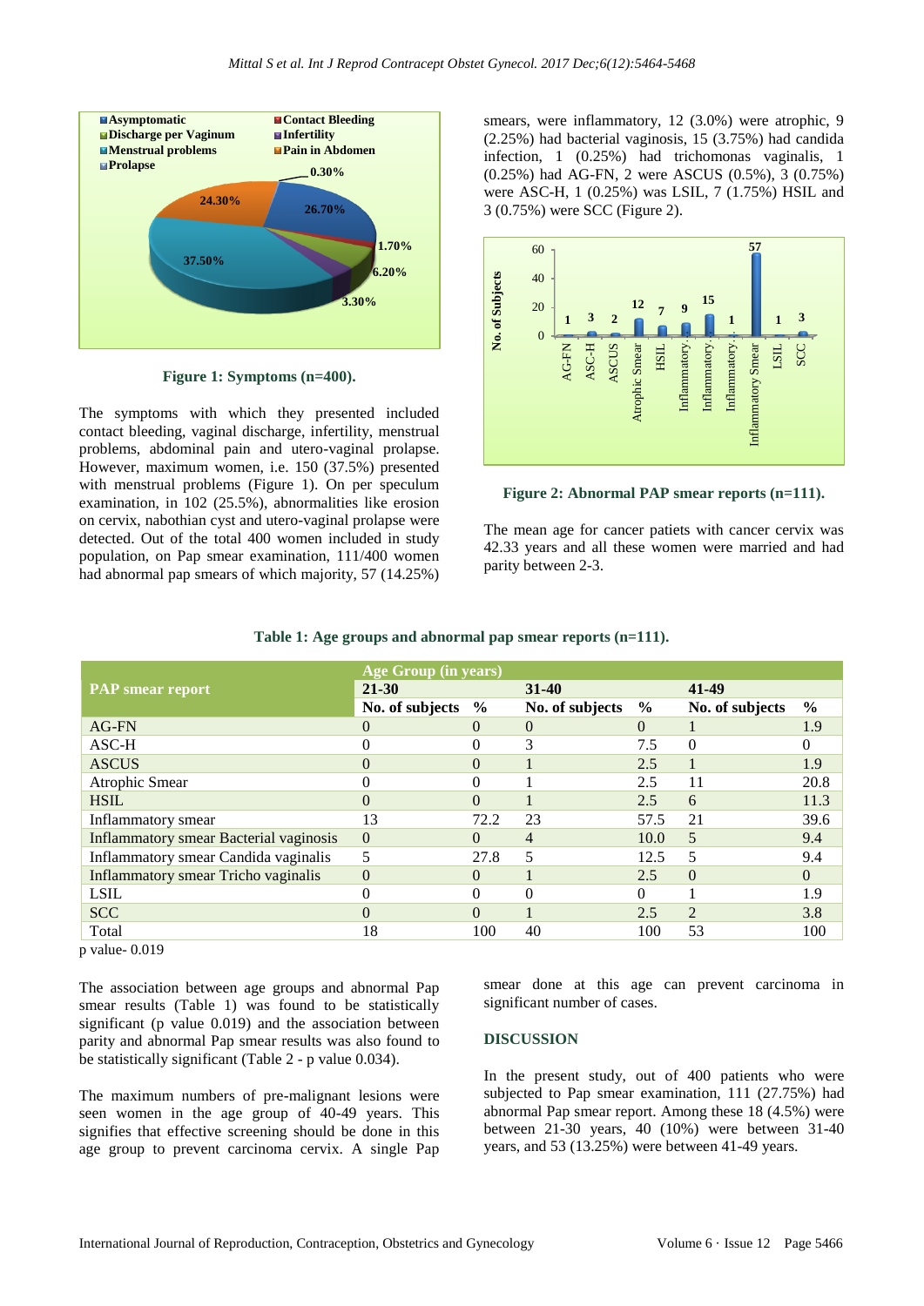Figure 1: Symptoms (n=400).

The symptoms with which they presented included contact bleeding, vaginal discharge, infertility, menstrual problems, abdominal pain and utero-vaginal prolapse. However, maximum women, i.e. 150 (37.5%) presented with menstrual problems (Figure 1). On per speculum examination, in 102 (25.5%), abnormalities like erosion on cervix, nabothian cyst and utero-vaginal prolapse were detected. Out of the total 400 women included in study population, on Pap smear examination, 111/400 women had abnormal pap smears of which majority, 57 (14.25%) smears, were inflammatory, 12 (3.0%) were atrophic, 9 (2.25%) had bacterial vaginosis, 15 (3.75%) had candida infection, 1 (0.25%) had trichomonas vaginalis, 1 (0.25%) had AG-FN, 2 were ASCUS (0.5%), 3 (0.75%) were ASC-H, 1 (0.25%) was LSIL, 7 (1.75%) HSIL and 3 (0.75%) were SCC (Figure 2).

Figure 2: Abnormal PAP smear reports (n=111).

The mean age for cancer patiets with cancer cervix was 42.33 years and all these women were married and had parity between 2-3.

**Table 1: Age groups and abnormal pap smear reports (n=111).**

| PAP smear report | Age Group (in years) | | | | | |
|---|---|---|---|---|---|---|
| | 21-30 | | 31-40 | | 41-49 | |
| | No. of subjects | % | No. of subjects | % | No. of subjects | % |
| AG-FN | 0 | 0 | 0 | 0 | 1 | 1.9 |
| ASC-H | 0 | 0 | 3 | 7.5 | 0 | 0 |
| ASCUS | 0 | 0 | 1 | 2.5 | 1 | 1.9 |
| Atrophic Smear | 0 | 0 | 1 | 2.5 | 11 | 20.8 |
| HSIL | 0 | 0 | 1 | 2.5 | 6 | 11.3 |
| Inflammatory smear | 13 | 72.2 | 23 | 57.5 | 21 | 39.6 |
| Inflammatory smear Bacterial vaginosis | 0 | 0 | 4 | 10.0 | 5 | 9.4 |
| Inflammatory smear Candida vaginalis | 5 | 27.8 | 5 | 12.5 | 5 | 9.4 |
| Inflammatory smear Tricho vaginalis | 0 | 0 | 1 | 2.5 | 0 | 0 |
| LSIL | 0 | 0 | 0 | 0 | 1 | 1.9 |
| SCC | 0 | 0 | 1 | 2.5 | 2 | 3.8 |
| Total | 18 | 100 | 40 | 100 | 53 | 100 |

p value- 0.019

The association between age groups and abnormal Pap smear results (Table 1) was found to be statistically significant (p value 0.019) and the association between parity and abnormal Pap smear results was also found to be statistically significant (Table 2 - p value 0.034).

The maximum numbers of pre-malignant lesions were seen women in the age group of 40-49 years. This signifies that effective screening should be done in this age group to prevent carcinoma cervix. A single Pap smear done at this age can prevent carcinoma in significant number of cases.

## DISCUSSION

In the present study, out of 400 patients who were subjected to Pap smear examination, 111 (27.75%) had abnormal Pap smear report. Among these 18 (4.5%) were between 21-30 years, 40 (10%) were between 31-40 years, and 53 (13.25%) were between 41-49 years.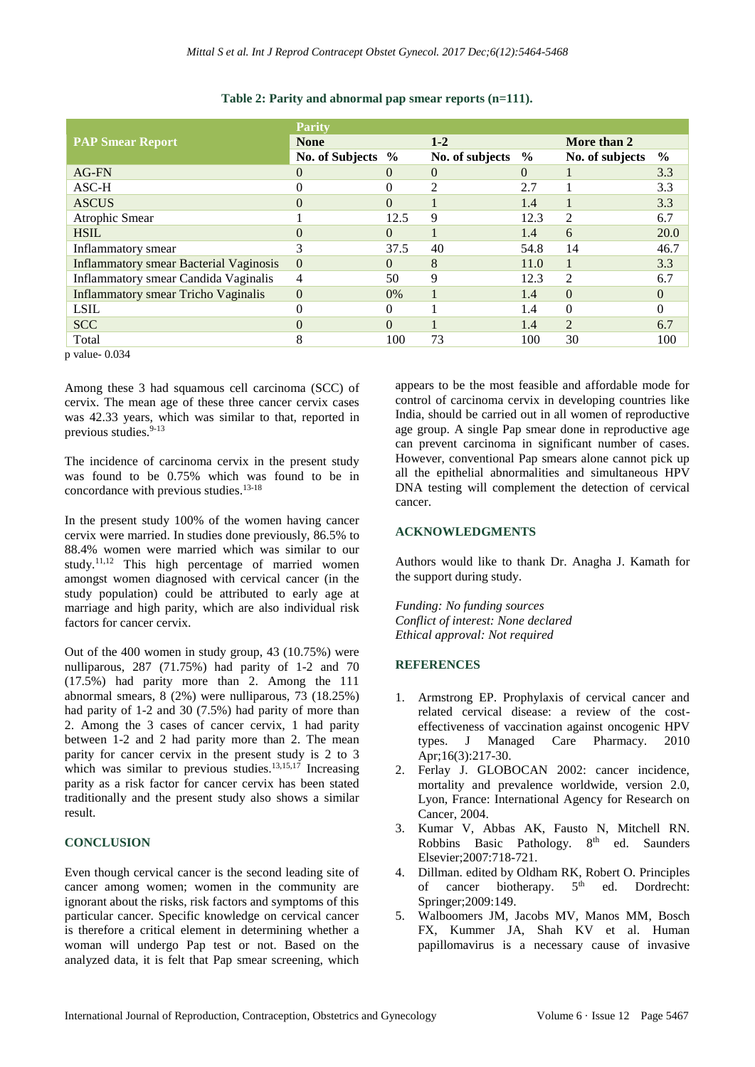**Table 2: Parity and abnormal pap smear reports (n=111).**

| PAP Smear Report | Parity | | | | | |
|---|---|---|---|---|---|---|
| | None | | 1-2 | | More than 2 | |
| | No. of Subjects | % | No. of subjects | % | No. of subjects | % |
| AG-FN | 0 | 0 | 0 | 0 | 1 | 3.3 |
| ASC-H | 0 | 0 | 2 | 2.7 | 1 | 3.3 |
| ASCUS | 0 | 0 | 1 | 1.4 | 1 | 3.3 |
| Atrophic Smear | 1 | 12.5 | 9 | 12.3 | 2 | 6.7 |
| HSIL | 0 | 0 | 1 | 1.4 | 6 | 20.0 |
| Inflammatory smear | 3 | 37.5 | 40 | 54.8 | 14 | 46.7 |
| Inflammatory smear Bacterial Vaginosis | 0 | 0 | 8 | 11.0 | 1 | 3.3 |
| Inflammatory smear Candida Vaginalis | 4 | 50 | 9 | 12.3 | 2 | 6.7 |
| Inflammatory smear Tricho Vaginalis | 0 | 0% | 1 | 1.4 | 0 | 0 |
| LSIL | 0 | 0 | 1 | 1.4 | 0 | 0 |
| SCC | 0 | 0 | 1 | 1.4 | 2 | 6.7 |
| Total | 8 | 100 | 73 | 100 | 30 | 100 |

p value- 0.034

Among these 3 had squamous cell carcinoma (SCC) of cervix. The mean age of these three cancer cervix cases was 42.33 years, which was similar to that, reported in previous studies.[9-13]

The incidence of carcinoma cervix in the present study was found to be 0.75% which was found to be in concordance with previous studies.[13-18]

In the present study 100% of the women having cancer cervix were married. In studies done previously, 86.5% to 88.4% women were married which was similar to our study.[11,12] This high percentage of married women amongst women diagnosed with cervical cancer (in the study population) could be attributed to early age at marriage and high parity, which are also individual risk factors for cancer cervix.

Out of the 400 women in study group, 43 (10.75%) were nulliparous, 287 (71.75%) had parity of 1-2 and 70 (17.5%) had parity more than 2. Among the 111 abnormal smears, 8 (2%) were nulliparous, 73 (18.25%) had parity of 1-2 and 30 (7.5%) had parity of more than 2. Among the 3 cases of cancer cervix, 1 had parity between 1-2 and 2 had parity more than 2. The mean parity for cancer cervix in the present study is 2 to 3 which was similar to previous studies.[13,15,17] Increasing parity as a risk factor for cancer cervix has been stated traditionally and the present study also shows a similar result.

## CONCLUSION

Even though cervical cancer is the second leading site of cancer among women; women in the community are ignorant about the risks, risk factors and symptoms of this particular cancer. Specific knowledge on cervical cancer is therefore a critical element in determining whether a woman will undergo Pap test or not. Based on the analyzed data, it is felt that Pap smear screening, which appears to be the most feasible and affordable mode for control of carcinoma cervix in developing countries like India, should be carried out in all women of reproductive age group. A single Pap smear done in reproductive age can prevent carcinoma in significant number of cases. However, conventional Pap smears alone cannot pick up all the epithelial abnormalities and simultaneous HPV DNA testing will complement the detection of cervical cancer.

## ACKNOWLEDGMENTS

Authors would like to thank Dr. Anagha J. Kamath for the support during study.

*Funding: No funding sources*
*Conflict of interest: None declared*
*Ethical approval: Not required*

## REFERENCES

1. Armstrong EP. Prophylaxis of cervical cancer and related cervical disease: a review of the cost-effectiveness of vaccination against oncogenic HPV types. J Managed Care Pharmacy. 2010 Apr;16(3):217-30.
2. Ferlay J. GLOBOCAN 2002: cancer incidence, mortality and prevalence worldwide, version 2.0, Lyon, France: International Agency for Research on Cancer, 2004.
3. Kumar V, Abbas AK, Fausto N, Mitchell RN. Robbins Basic Pathology. 8th ed. Saunders Elsevier;2007:718-721.
4. Dillman. edited by Oldham RK, Robert O. Principles of cancer biotherapy. 5th ed. Dordrecht: Springer;2009:149.
5. Walboomers JM, Jacobs MV, Manos MM, Bosch FX, Kummer JA, Shah KV et al. Human papillomavirus is a necessary cause of invasive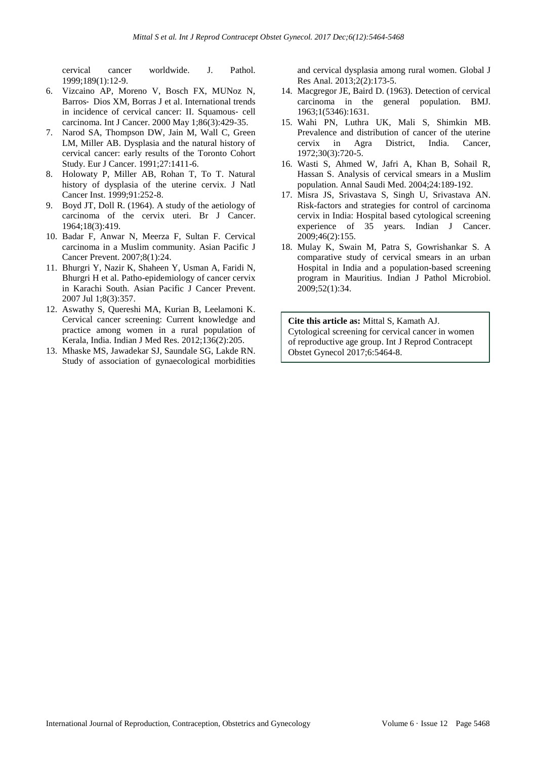cervical cancer worldwide. J. Pathol. 1999;189(1):12-9.

6. Vizcaino AP, Moreno V, Bosch FX, MUNoz N, Barros‐ Dios XM, Borras J et al. International trends in incidence of cervical cancer: II. Squamous‐ cell carcinoma. Int J Cancer. 2000 May 1;86(3):429-35.
7. Narod SA, Thompson DW, Jain M, Wall C, Green LM, Miller AB. Dysplasia and the natural history of cervical cancer: early results of the Toronto Cohort Study. Eur J Cancer. 1991;27:1411-6.
8. Holowaty P, Miller AB, Rohan T, To T. Natural history of dysplasia of the uterine cervix. J Natl Cancer Inst. 1999;91:252-8.
9. Boyd JT, Doll R. (1964). A study of the aetiology of carcinoma of the cervix uteri. Br J Cancer. 1964;18(3):419.
10. Badar F, Anwar N, Meerza F, Sultan F. Cervical carcinoma in a Muslim community. Asian Pacific J Cancer Prevent. 2007;8(1):24.
11. Bhurgri Y, Nazir K, Shaheen Y, Usman A, Faridi N, Bhurgri H et al. Patho-epidemiology of cancer cervix in Karachi South. Asian Pacific J Cancer Prevent. 2007 Jul 1;8(3):357.
12. Aswathy S, Quereshi MA, Kurian B, Leelamoni K. Cervical cancer screening: Current knowledge and practice among women in a rural population of Kerala, India. Indian J Med Res. 2012;136(2):205.
13. Mhaske MS, Jawadekar SJ, Saundale SG, Lakde RN. Study of association of gynaecological morbidities and cervical dysplasia among rural women. Global J Res Anal. 2013;2(2):173-5.
14. Macgregor JE, Baird D. (1963). Detection of cervical carcinoma in the general population. BMJ. 1963;1(5346):1631.
15. Wahi PN, Luthra UK, Mali S, Shimkin MB. Prevalence and distribution of cancer of the uterine cervix in Agra District, India. Cancer, 1972;30(3):720-5.
16. Wasti S, Ahmed W, Jafri A, Khan B, Sohail R, Hassan S. Analysis of cervical smears in a Muslim population. Annal Saudi Med. 2004;24:189-192.
17. Misra JS, Srivastava S, Singh U, Srivastava AN. Risk-factors and strategies for control of carcinoma cervix in India: Hospital based cytological screening experience of 35 years. Indian J Cancer. 2009;46(2):155.
18. Mulay K, Swain M, Patra S, Gowrishankar S. A comparative study of cervical smears in an urban Hospital in India and a population-based screening program in Mauritius. Indian J Pathol Microbiol. 2009;52(1):34.

**Cite this article as:** Mittal S, Kamath AJ. Cytological screening for cervical cancer in women of reproductive age group. Int J Reprod Contracept Obstet Gynecol 2017;6:5464-8.